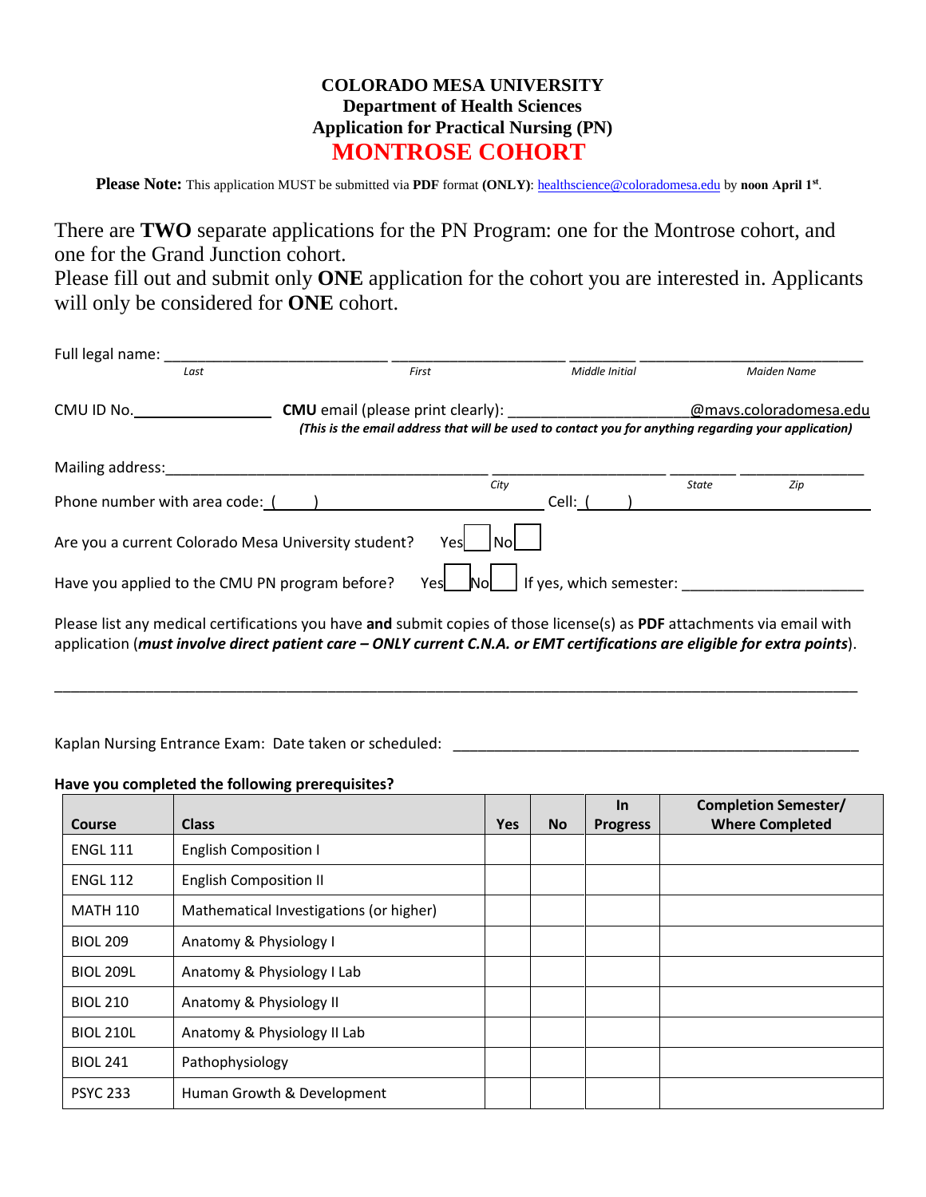# COLORADO MESA UNIVERSITY
## Department of Health Sciences
## Application for Practical Nursing (PN)
## MONTROSE COHORT

**Please Note:** This application MUST be submitted via **PDF** format **(ONLY)**: healthscience@coloradomesa.edu by **noon April 1st**.

There are **TWO** separate applications for the PN Program: one for the Montrose cohort, and one for the Grand Junction cohort.
Please fill out and submit only **ONE** application for the cohort you are interested in. Applicants will only be considered for **ONE** cohort.

Full legal name: ____________________________ ______________________ ________ ____________________________
*Last* *First* *Middle Initial* *Maiden Name*

CMU ID No.________________ **CMU** email (please print clearly): ______________________@mavs.coloradomesa.edu
***(This is the email address that will be used to contact you for anything regarding your application)***

Mailing address:________________________________________ ______________________ ________ ________________
*City* *State* *Zip*

Phone number with area code: (     ) ____________________________ Cell: (     ) ____________________________

Are you a current Colorado Mesa University student? Yes ☐ No ☐

Have you applied to the CMU PN program before? Yes ☐ No ☐ If yes, which semester: ______________________

Please list any medical certifications you have **and** submit copies of those license(s) as **PDF** attachments via email with application (***must involve direct patient care – ONLY current C.N.A. or EMT certifications are eligible for extra points***).

______________________________________________________________________________________________

Kaplan Nursing Entrance Exam: Date taken or scheduled: ____________________________________________________

**Have you completed the following prerequisites?**

| Course | Class | Yes | No | In Progress | Completion Semester/ Where Completed |
|---|---|---|---|---|---|
| ENGL 111 | English Composition I | | | | |
| ENGL 112 | English Composition II | | | | |
| MATH 110 | Mathematical Investigations (or higher) | | | | |
| BIOL 209 | Anatomy & Physiology I | | | | |
| BIOL 209L | Anatomy & Physiology I Lab | | | | |
| BIOL 210 | Anatomy & Physiology II | | | | |
| BIOL 210L | Anatomy & Physiology II Lab | | | | |
| BIOL 241 | Pathophysiology | | | | |
| PSYC 233 | Human Growth & Development | | | | |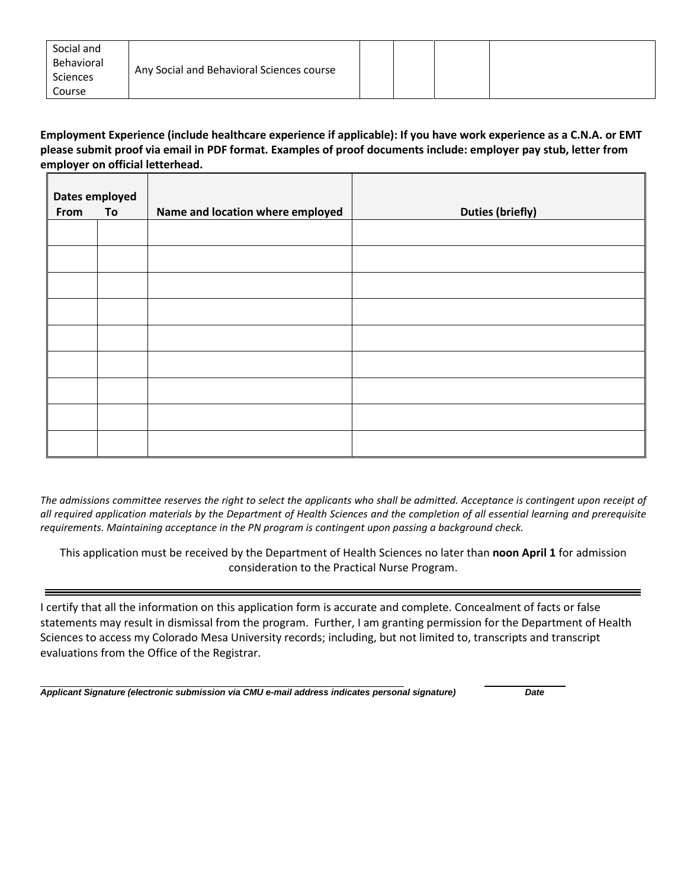| | | | | | |
|---|---|---|---|---|---|
| Social and Behavioral Sciences Course | Any Social and Behavioral Sciences course | | | | |

**Employment Experience (include healthcare experience if applicable): If you have work experience as a C.N.A. or EMT please submit proof via email in PDF format. Examples of proof documents include: employer pay stub, letter from employer on official letterhead.**

| Dates employed From | To | Name and location where employed | Duties (briefly) |
|---|---|---|---|
| | | | |
| | | | |
| | | | |
| | | | |
| | | | |
| | | | |
| | | | |
| | | | |
| | | | |

*The admissions committee reserves the right to select the applicants who shall be admitted. Acceptance is contingent upon receipt of all required application materials by the Department of Health Sciences and the completion of all essential learning and prerequisite requirements. Maintaining acceptance in the PN program is contingent upon passing a background check.*

This application must be received by the Department of Health Sciences no later than **noon April 1** for admission consideration to the Practical Nurse Program.

---

I certify that all the information on this application form is accurate and complete. Concealment of facts or false statements may result in dismissal from the program. Further, I am granting permission for the Department of Health Sciences to access my Colorado Mesa University records; including, but not limited to, transcripts and transcript evaluations from the Office of the Registrar.

***Applicant Signature (electronic submission via CMU e-mail address indicates personal signature)*** ***Date***